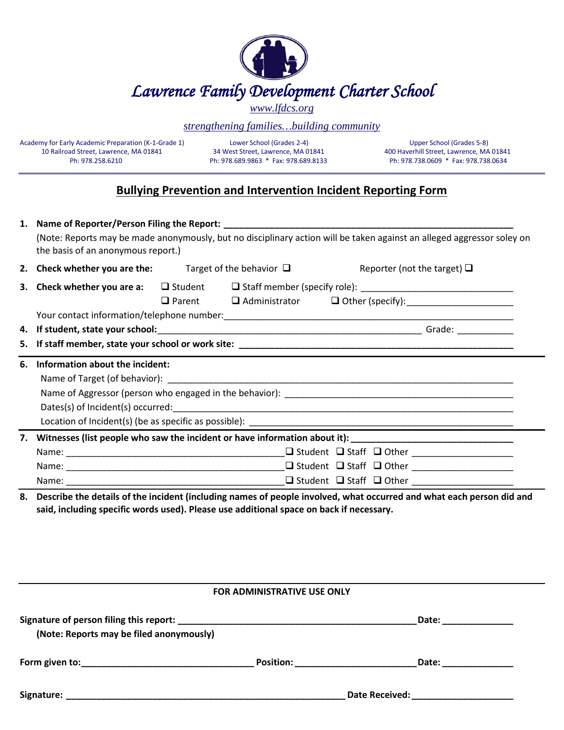# Lawrence Family Development Charter School

www.lfdcs.org

*strengthening families…building community*

Academy for Early Academic Preparation (K-1-Grade 1)
10 Railroad Street, Lawrence, MA 01841
Ph: 978.258.6210

Lower School (Grades 2-4)
34 West Street, Lawrence, MA 01841
Ph: 978.689.9863 * Fax: 978.689.8133

Upper School (Grades 5-8)
400 Haverhill Street, Lawrence, MA 01841
Ph: 978.738.0609 * Fax: 978.738.0634

## Bullying Prevention and Intervention Incident Reporting Form

1. **Name of Reporter/Person Filing the Report:** ______________________________

   (Note: Reports may be made anonymously, but no disciplinary action will be taken against an alleged aggressor soley on the basis of an anonymous report.)

2. **Check whether you are the:** Target of the behavior ☐ Reporter (not the target) ☐

3. **Check whether you are a:** ☐ Student ☐ Staff member (specify role): ______________ ☐ Parent ☐ Administrator ☐ Other (specify): ______________

   Your contact information/telephone number: ______________________________

4. **If student, state your school:** ______________________________ Grade: __________

5. **If staff member, state your school or work site:** ______________________________

6. **Information about the incident:**

   Name of Target (of behavior): ______________________________

   Name of Aggressor (person who engaged in the behavior): ______________________________

   Dates(s) of Incident(s) occurred: ______________________________

   Location of Incident(s) (be as specific as possible): ______________________________

7. **Witnesses (list people who saw the incident or have information about it):** ______________________________

   Name: ______________________________ ☐ Student ☐ Staff ☐ Other ______________

   Name: ______________________________ ☐ Student ☐ Staff ☐ Other ______________

   Name: ______________________________ ☐ Student ☐ Staff ☐ Other ______________

8. **Describe the details of the incident (including names of people involved, what occurred and what each person did and said, including specific words used). Please use additional space on back if necessary.**

**FOR ADMINISTRATIVE USE ONLY**

**Signature of person filing this report:** ______________________________ **Date:** __________

**(Note: Reports may be filed anonymously)**

**Form given to:** ______________________________ **Position:** ______________________________ **Date:** __________

**Signature:** ______________________________ **Date Received:** ______________________________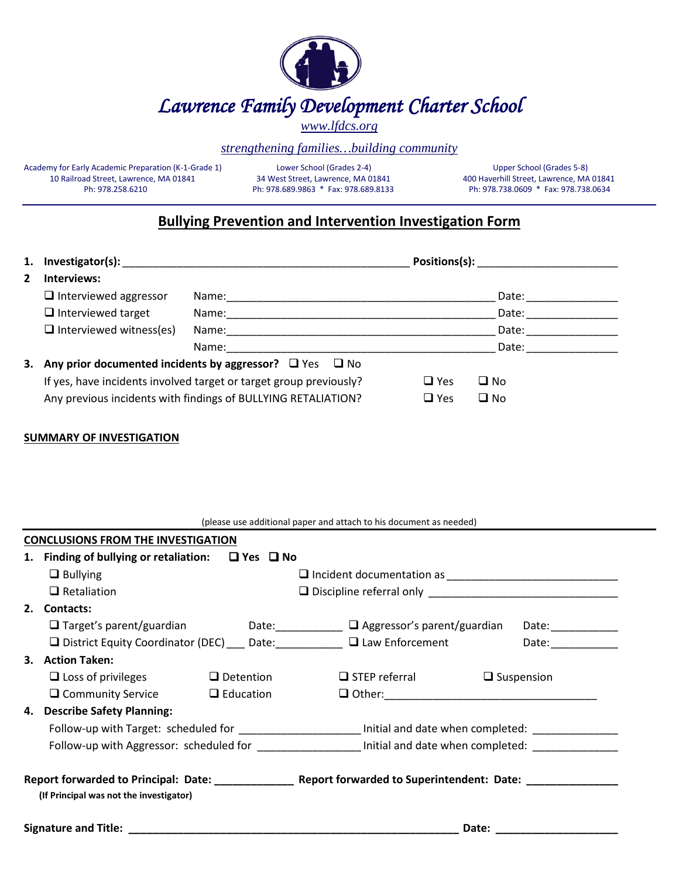# *Lawrence Family Development Charter School*

*www.lfdcs.org*

*strengthening families…building community*

Academy for Early Academic Preparation (K-1-Grade 1)
10 Railroad Street, Lawrence, MA 01841
Ph: 978.258.6210

Lower School (Grades 2-4)
34 West Street, Lawrence, MA 01841
Ph: 978.689.9863 * Fax: 978.689.8133

Upper School (Grades 5-8)
400 Haverhill Street, Lawrence, MA 01841
Ph: 978.738.0609 * Fax: 978.738.0634

## Bullying Prevention and Intervention Investigation Form

1. **Investigator(s):** ________________________________________________ **Positions(s):** _______________________
2. **Interviews:**
   - ❑ Interviewed aggressor  Name:_____________________________________________ Date: _______________
   - ❑ Interviewed target  Name:_____________________________________________ Date: _______________
   - ❑ Interviewed witness(es)  Name:_____________________________________________ Date: _______________
   - Name:_____________________________________________ Date: _______________
3. **Any prior documented incidents by aggressor?** ❑ Yes ❑ No
   - If yes, have incidents involved target or target group previously? ❑ Yes ❑ No
   - Any previous incidents with findings of BULLYING RETALIATION? ❑ Yes ❑ No

**SUMMARY OF INVESTIGATION**

(please use additional paper and attach to his document as needed)

**CONCLUSIONS FROM THE INVESTIGATION**

1. **Finding of bullying or retaliation:** ❑ **Yes** ❑ **No**
   - ❑ Bullying  ❑ Incident documentation as ___________________________
   - ❑ Retaliation  ❑ Discipline referral only ______________________________
2. **Contacts:**
   - ❑ Target's parent/guardian  Date:___________  ❑ Aggressor's parent/guardian  Date:___________
   - ❑ District Equity Coordinator (DEC) ___ Date:___________  ❑ Law Enforcement  Date:___________
3. **Action Taken:**
   - ❑ Loss of privileges  ❑ Detention  ❑ STEP referral  ❑ Suspension
   - ❑ Community Service  ❑ Education  ❑ Other:___________________________________
4. **Describe Safety Planning:**
   - Follow-up with Target: scheduled for ____________________ Initial and date when completed: ______________
   - Follow-up with Aggressor: scheduled for _________________ Initial and date when completed: ______________

**Report forwarded to Principal: Date:** _____________ **Report forwarded to Superintendent: Date:** _______________

**(If Principal was not the investigator)**

**Signature and Title:** _______________________________________________________ **Date:** ____________________